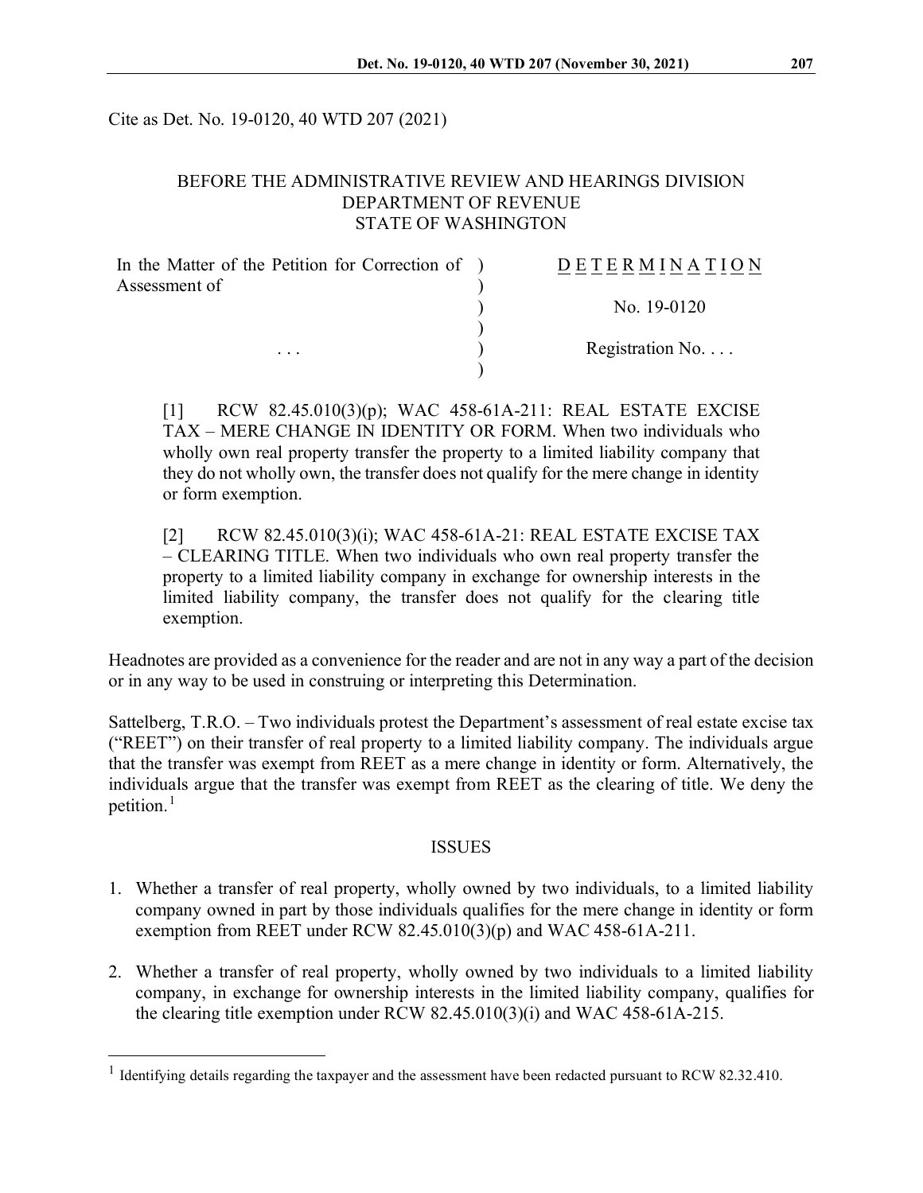Cite as Det. No. 19-0120, 40 WTD 207 (2021)

BEFORE THE ADMINISTRATIVE REVIEW AND HEARINGS DIVISION
DEPARTMENT OF REVENUE
STATE OF WASHINGTON

| | |
|---|---|
| In the Matter of the Petition for Correction of Assessment of | D E T E R M I N A T I O N |
| | No. 19-0120 |
| . . . | Registration No. . . . |

[1] RCW 82.45.010(3)(p); WAC 458-61A-211: REAL ESTATE EXCISE TAX – MERE CHANGE IN IDENTITY OR FORM. When two individuals who wholly own real property transfer the property to a limited liability company that they do not wholly own, the transfer does not qualify for the mere change in identity or form exemption.

[2] RCW 82.45.010(3)(i); WAC 458-61A-21: REAL ESTATE EXCISE TAX – CLEARING TITLE. When two individuals who own real property transfer the property to a limited liability company in exchange for ownership interests in the limited liability company, the transfer does not qualify for the clearing title exemption.

Headnotes are provided as a convenience for the reader and are not in any way a part of the decision or in any way to be used in construing or interpreting this Determination.

Sattelberg, T.R.O. – Two individuals protest the Department's assessment of real estate excise tax ("REET") on their transfer of real property to a limited liability company. The individuals argue that the transfer was exempt from REET as a mere change in identity or form. Alternatively, the individuals argue that the transfer was exempt from REET as the clearing of title. We deny the petition.[1]

## ISSUES

1. Whether a transfer of real property, wholly owned by two individuals, to a limited liability company owned in part by those individuals qualifies for the mere change in identity or form exemption from REET under RCW 82.45.010(3)(p) and WAC 458-61A-211.

2. Whether a transfer of real property, wholly owned by two individuals to a limited liability company, in exchange for ownership interests in the limited liability company, qualifies for the clearing title exemption under RCW 82.45.010(3)(i) and WAC 458-61A-215.

[1] Identifying details regarding the taxpayer and the assessment have been redacted pursuant to RCW 82.32.410.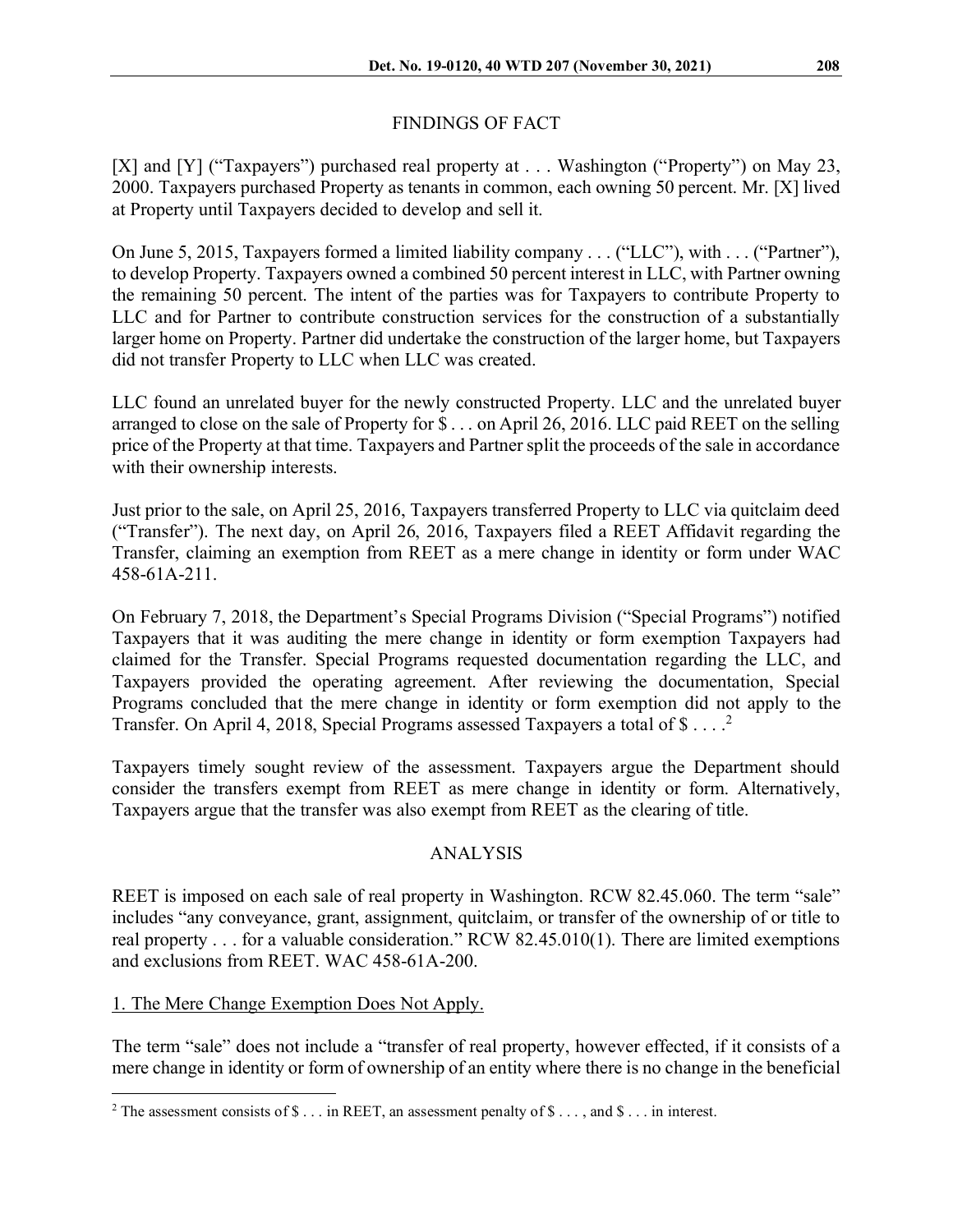## FINDINGS OF FACT

[X] and [Y] ("Taxpayers") purchased real property at . . . Washington ("Property") on May 23, 2000. Taxpayers purchased Property as tenants in common, each owning 50 percent. Mr. [X] lived at Property until Taxpayers decided to develop and sell it.

On June 5, 2015, Taxpayers formed a limited liability company . . . ("LLC"), with . . . ("Partner"), to develop Property. Taxpayers owned a combined 50 percent interest in LLC, with Partner owning the remaining 50 percent. The intent of the parties was for Taxpayers to contribute Property to LLC and for Partner to contribute construction services for the construction of a substantially larger home on Property. Partner did undertake the construction of the larger home, but Taxpayers did not transfer Property to LLC when LLC was created.

LLC found an unrelated buyer for the newly constructed Property. LLC and the unrelated buyer arranged to close on the sale of Property for $ . . . on April 26, 2016. LLC paid REET on the selling price of the Property at that time. Taxpayers and Partner split the proceeds of the sale in accordance with their ownership interests.

Just prior to the sale, on April 25, 2016, Taxpayers transferred Property to LLC via quitclaim deed ("Transfer"). The next day, on April 26, 2016, Taxpayers filed a REET Affidavit regarding the Transfer, claiming an exemption from REET as a mere change in identity or form under WAC 458-61A-211.

On February 7, 2018, the Department's Special Programs Division ("Special Programs") notified Taxpayers that it was auditing the mere change in identity or form exemption Taxpayers had claimed for the Transfer. Special Programs requested documentation regarding the LLC, and Taxpayers provided the operating agreement. After reviewing the documentation, Special Programs concluded that the mere change in identity or form exemption did not apply to the Transfer. On April 4, 2018, Special Programs assessed Taxpayers a total of $ . . . .[2]

Taxpayers timely sought review of the assessment. Taxpayers argue the Department should consider the transfers exempt from REET as mere change in identity or form. Alternatively, Taxpayers argue that the transfer was also exempt from REET as the clearing of title.

## ANALYSIS

REET is imposed on each sale of real property in Washington. RCW 82.45.060. The term "sale" includes "any conveyance, grant, assignment, quitclaim, or transfer of the ownership of or title to real property . . . for a valuable consideration." RCW 82.45.010(1). There are limited exemptions and exclusions from REET. WAC 458-61A-200.

1. The Mere Change Exemption Does Not Apply.

The term "sale" does not include a "transfer of real property, however effected, if it consists of a mere change in identity or form of ownership of an entity where there is no change in the beneficial

[2] The assessment consists of $ . . . in REET, an assessment penalty of $ . . . , and $ . . . in interest.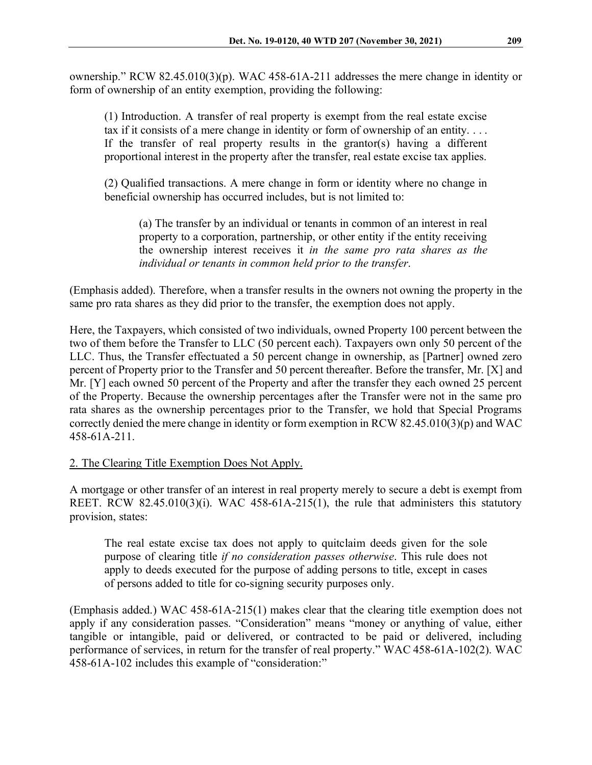ownership." RCW 82.45.010(3)(p). WAC 458-61A-211 addresses the mere change in identity or form of ownership of an entity exemption, providing the following:

> (1) Introduction. A transfer of real property is exempt from the real estate excise tax if it consists of a mere change in identity or form of ownership of an entity. . . . If the transfer of real property results in the grantor(s) having a different proportional interest in the property after the transfer, real estate excise tax applies.
>
> (2) Qualified transactions. A mere change in form or identity where no change in beneficial ownership has occurred includes, but is not limited to:
>
> > (a) The transfer by an individual or tenants in common of an interest in real property to a corporation, partnership, or other entity if the entity receiving the ownership interest receives it *in the same pro rata shares as the individual or tenants in common held prior to the transfer*.

(Emphasis added). Therefore, when a transfer results in the owners not owning the property in the same pro rata shares as they did prior to the transfer, the exemption does not apply.

Here, the Taxpayers, which consisted of two individuals, owned Property 100 percent between the two of them before the Transfer to LLC (50 percent each). Taxpayers own only 50 percent of the LLC. Thus, the Transfer effectuated a 50 percent change in ownership, as [Partner] owned zero percent of Property prior to the Transfer and 50 percent thereafter. Before the transfer, Mr. [X] and Mr. [Y] each owned 50 percent of the Property and after the transfer they each owned 25 percent of the Property. Because the ownership percentages after the Transfer were not in the same pro rata shares as the ownership percentages prior to the Transfer, we hold that Special Programs correctly denied the mere change in identity or form exemption in RCW 82.45.010(3)(p) and WAC 458-61A-211.

2. The Clearing Title Exemption Does Not Apply.

A mortgage or other transfer of an interest in real property merely to secure a debt is exempt from REET. RCW 82.45.010(3)(i). WAC 458-61A-215(1), the rule that administers this statutory provision, states:

> The real estate excise tax does not apply to quitclaim deeds given for the sole purpose of clearing title *if no consideration passes otherwise*. This rule does not apply to deeds executed for the purpose of adding persons to title, except in cases of persons added to title for co-signing security purposes only.

(Emphasis added.) WAC 458-61A-215(1) makes clear that the clearing title exemption does not apply if any consideration passes. "Consideration" means "money or anything of value, either tangible or intangible, paid or delivered, or contracted to be paid or delivered, including performance of services, in return for the transfer of real property." WAC 458-61A-102(2). WAC 458-61A-102 includes this example of "consideration:"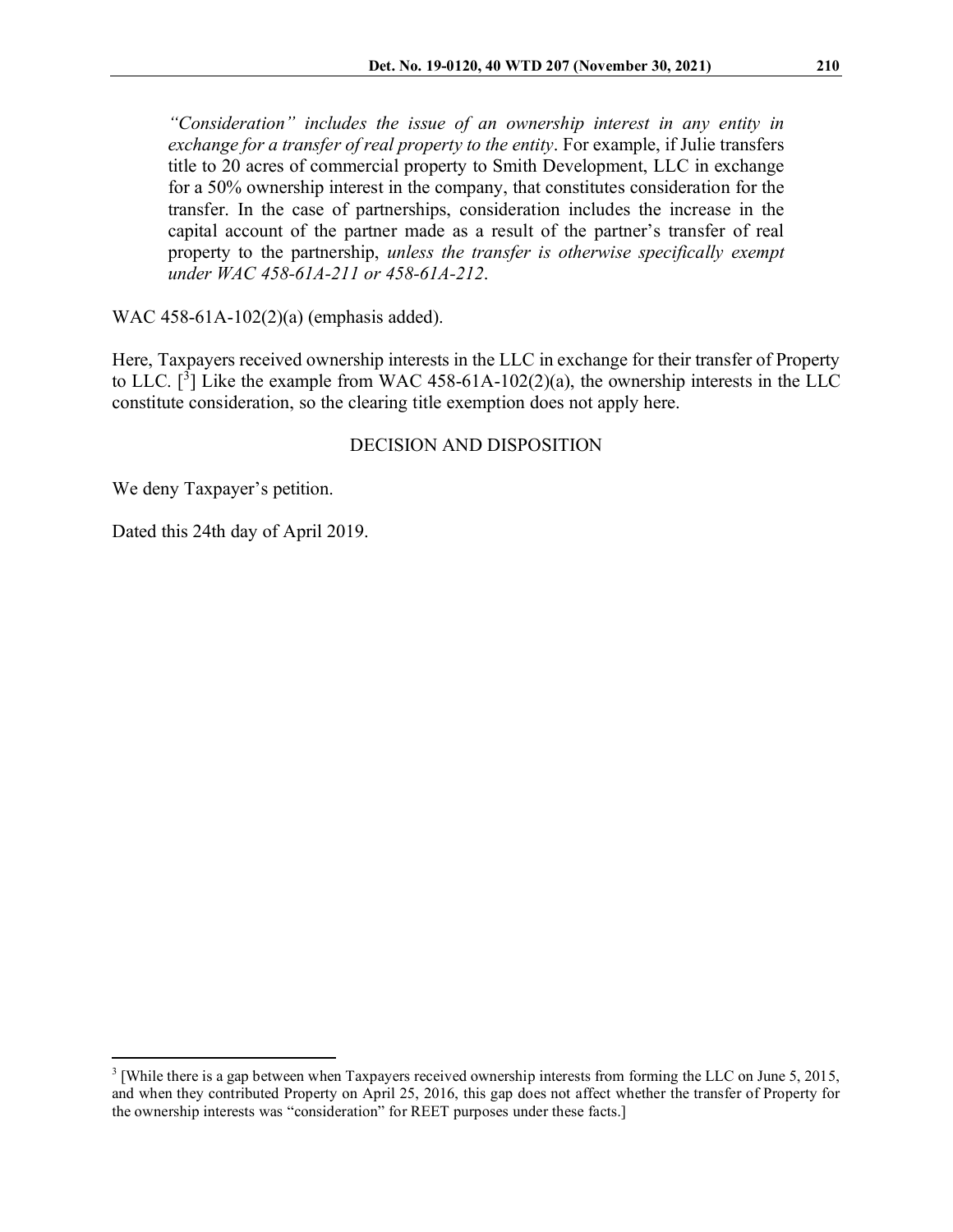> *"Consideration" includes the issue of an ownership interest in any entity in exchange for a transfer of real property to the entity*. For example, if Julie transfers title to 20 acres of commercial property to Smith Development, LLC in exchange for a 50% ownership interest in the company, that constitutes consideration for the transfer. In the case of partnerships, consideration includes the increase in the capital account of the partner made as a result of the partner's transfer of real property to the partnership, *unless the transfer is otherwise specifically exempt under WAC 458-61A-211 or 458-61A-212*.

WAC 458-61A-102(2)(a) (emphasis added).

Here, Taxpayers received ownership interests in the LLC in exchange for their transfer of Property to LLC. [[3]] Like the example from WAC 458-61A-102(2)(a), the ownership interests in the LLC constitute consideration, so the clearing title exemption does not apply here.

## DECISION AND DISPOSITION

We deny Taxpayer's petition.

Dated this 24th day of April 2019.

---

[3] [While there is a gap between when Taxpayers received ownership interests from forming the LLC on June 5, 2015, and when they contributed Property on April 25, 2016, this gap does not affect whether the transfer of Property for the ownership interests was "consideration" for REET purposes under these facts.]